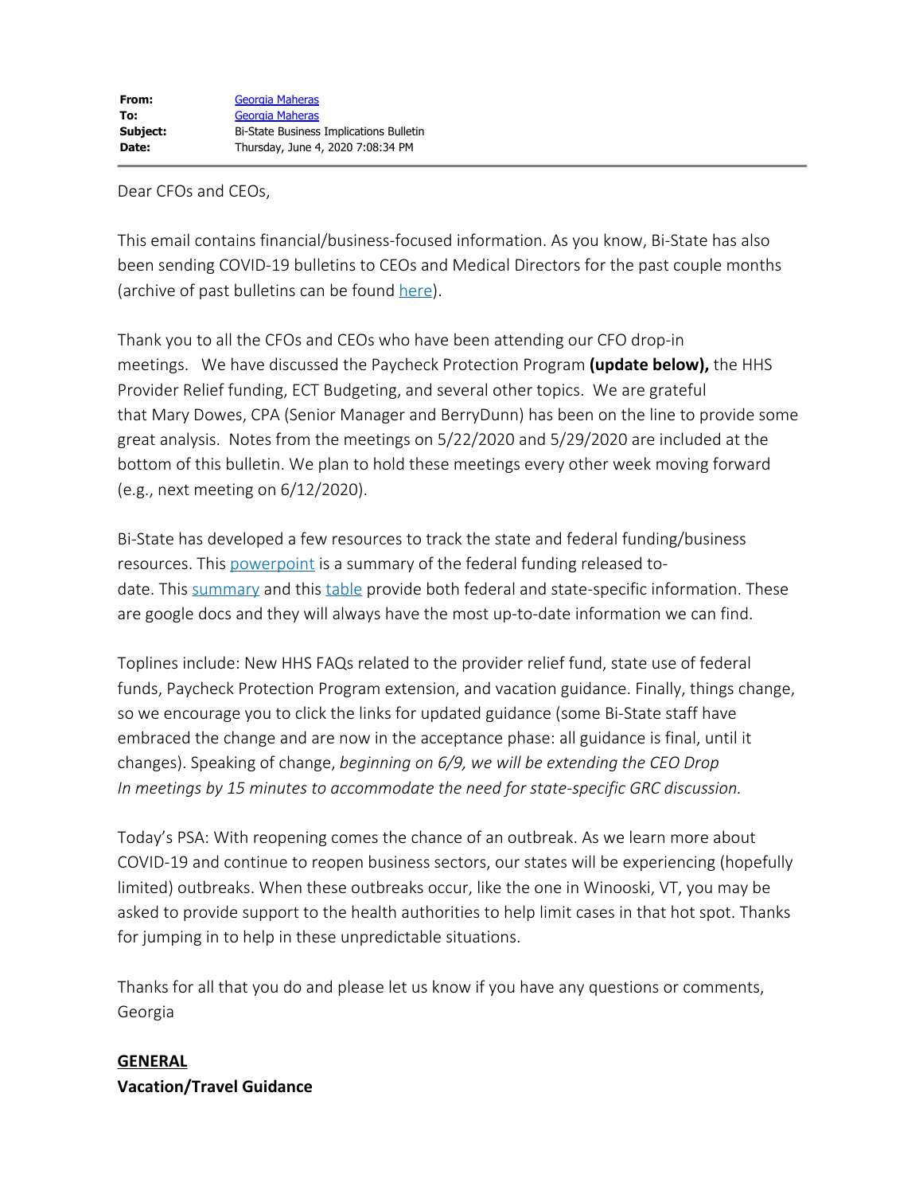**From:** Georgia Maheras
**To:** Georgia Maheras
**Subject:** Bi-State Business Implications Bulletin
**Date:** Thursday, June 4, 2020 7:08:34 PM

Dear CFOs and CEOs,

This email contains financial/business-focused information. As you know, Bi-State has also been sending COVID-19 bulletins to CEOs and Medical Directors for the past couple months (archive of past bulletins can be found here).

Thank you to all the CFOs and CEOs who have been attending our CFO drop-in meetings. We have discussed the Paycheck Protection Program **(update below),** the HHS Provider Relief funding, ECT Budgeting, and several other topics. We are grateful that Mary Dowes, CPA (Senior Manager and BerryDunn) has been on the line to provide some great analysis. Notes from the meetings on 5/22/2020 and 5/29/2020 are included at the bottom of this bulletin. We plan to hold these meetings every other week moving forward (e.g., next meeting on 6/12/2020).

Bi-State has developed a few resources to track the state and federal funding/business resources. This powerpoint is a summary of the federal funding released to-date. This summary and this table provide both federal and state-specific information. These are google docs and they will always have the most up-to-date information we can find.

Toplines include: New HHS FAQs related to the provider relief fund, state use of federal funds, Paycheck Protection Program extension, and vacation guidance. Finally, things change, so we encourage you to click the links for updated guidance (some Bi-State staff have embraced the change and are now in the acceptance phase: all guidance is final, until it changes). Speaking of change, *beginning on 6/9, we will be extending the CEO Drop In meetings by 15 minutes to accommodate the need for state-specific GRC discussion.*

Today's PSA: With reopening comes the chance of an outbreak. As we learn more about COVID-19 and continue to reopen business sectors, our states will be experiencing (hopefully limited) outbreaks. When these outbreaks occur, like the one in Winooski, VT, you may be asked to provide support to the health authorities to help limit cases in that hot spot. Thanks for jumping in to help in these unpredictable situations.

Thanks for all that you do and please let us know if you have any questions or comments,
Georgia

## GENERAL

### Vacation/Travel Guidance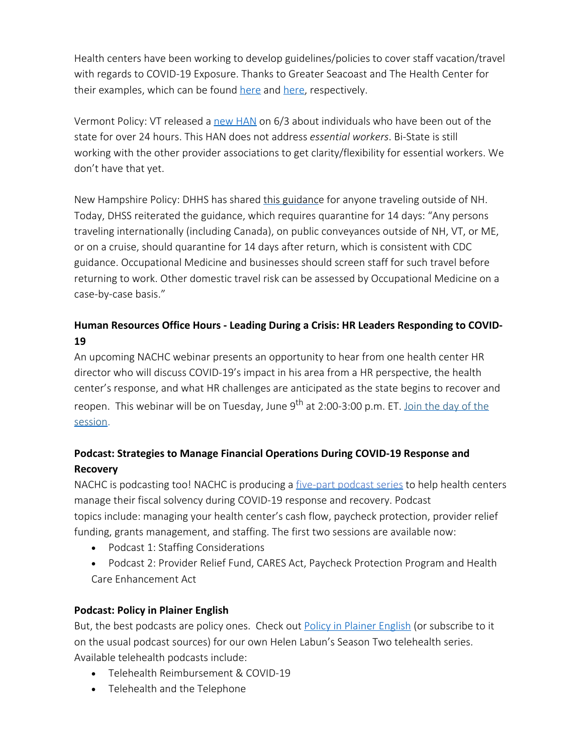Health centers have been working to develop guidelines/policies to cover staff vacation/travel with regards to COVID-19 Exposure. Thanks to Greater Seacoast and The Health Center for their examples, which can be found here and here, respectively.

Vermont Policy: VT released a new HAN on 6/3 about individuals who have been out of the state for over 24 hours. This HAN does not address *essential workers*. Bi-State is still working with the other provider associations to get clarity/flexibility for essential workers. We don't have that yet.

New Hampshire Policy: DHHS has shared this guidance for anyone traveling outside of NH. Today, DHSS reiterated the guidance, which requires quarantine for 14 days: "Any persons traveling internationally (including Canada), on public conveyances outside of NH, VT, or ME, or on a cruise, should quarantine for 14 days after return, which is consistent with CDC guidance. Occupational Medicine and businesses should screen staff for such travel before returning to work. Other domestic travel risk can be assessed by Occupational Medicine on a case-by-case basis."

**Human Resources Office Hours - Leading During a Crisis: HR Leaders Responding to COVID-19**

An upcoming NACHC webinar presents an opportunity to hear from one health center HR director who will discuss COVID-19's impact in his area from a HR perspective, the health center's response, and what HR challenges are anticipated as the state begins to recover and reopen. This webinar will be on Tuesday, June 9th at 2:00-3:00 p.m. ET. Join the day of the session.

**Podcast: Strategies to Manage Financial Operations During COVID-19 Response and Recovery**

NACHC is podcasting too! NACHC is producing a five-part podcast series to help health centers manage their fiscal solvency during COVID-19 response and recovery. Podcast topics include: managing your health center's cash flow, paycheck protection, provider relief funding, grants management, and staffing. The first two sessions are available now:

- Podcast 1: Staffing Considerations
- Podcast 2: Provider Relief Fund, CARES Act, Paycheck Protection Program and Health Care Enhancement Act

**Podcast: Policy in Plainer English**

But, the best podcasts are policy ones. Check out Policy in Plainer English (or subscribe to it on the usual podcast sources) for our own Helen Labun's Season Two telehealth series. Available telehealth podcasts include:

- Telehealth Reimbursement & COVID-19
- Telehealth and the Telephone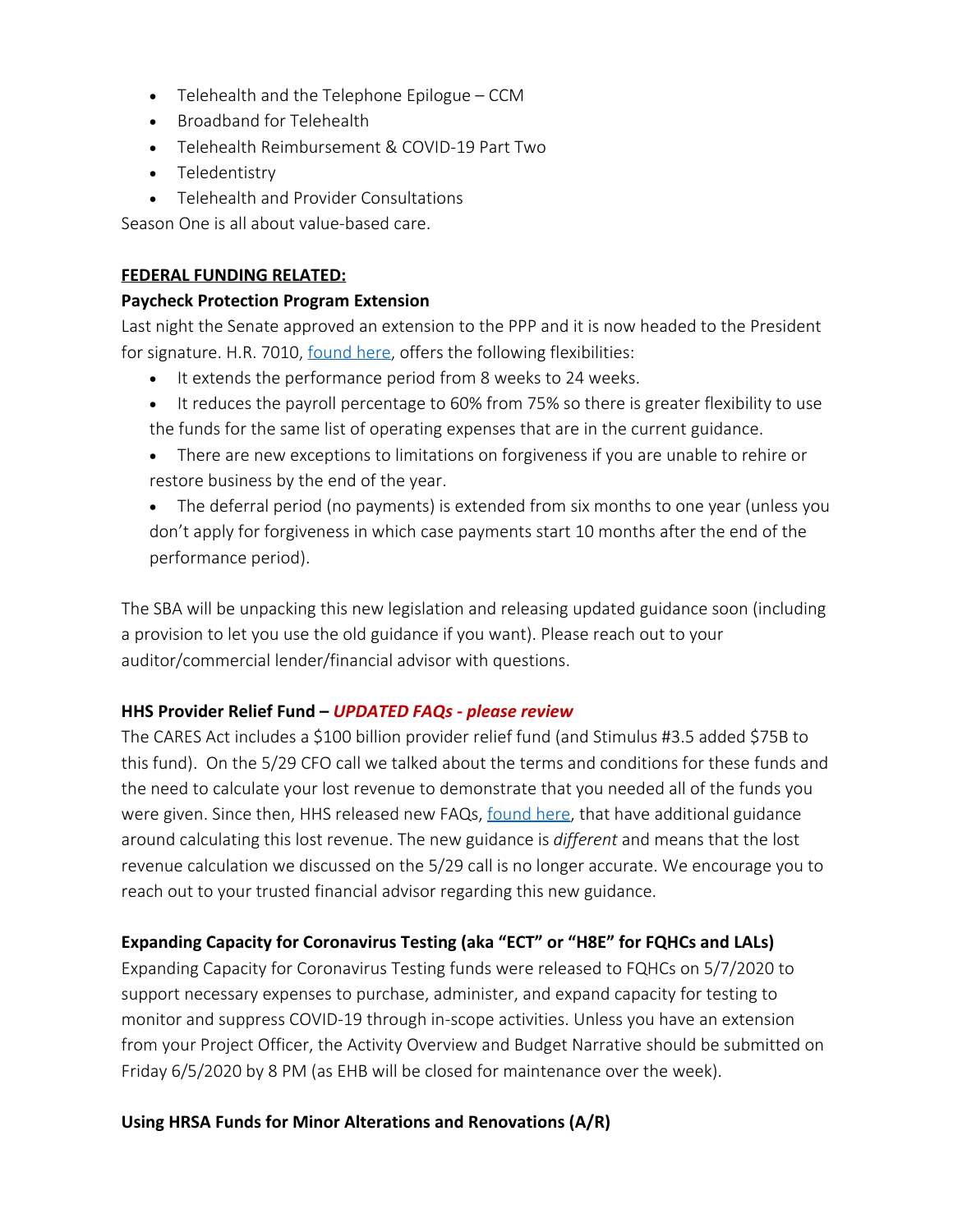- Telehealth and the Telephone Epilogue – CCM
- Broadband for Telehealth
- Telehealth Reimbursement & COVID-19 Part Two
- Teledentistry
- Telehealth and Provider Consultations

Season One is all about value-based care.

**FEDERAL FUNDING RELATED:**

**Paycheck Protection Program Extension**

Last night the Senate approved an extension to the PPP and it is now headed to the President for signature. H.R. 7010, found here, offers the following flexibilities:

- It extends the performance period from 8 weeks to 24 weeks.
- It reduces the payroll percentage to 60% from 75% so there is greater flexibility to use the funds for the same list of operating expenses that are in the current guidance.
- There are new exceptions to limitations on forgiveness if you are unable to rehire or restore business by the end of the year.
- The deferral period (no payments) is extended from six months to one year (unless you don't apply for forgiveness in which case payments start 10 months after the end of the performance period).

The SBA will be unpacking this new legislation and releasing updated guidance soon (including a provision to let you use the old guidance if you want). Please reach out to your auditor/commercial lender/financial advisor with questions.

**HHS Provider Relief Fund –** ***UPDATED FAQs - please review***

The CARES Act includes a $100 billion provider relief fund (and Stimulus #3.5 added $75B to this fund). On the 5/29 CFO call we talked about the terms and conditions for these funds and the need to calculate your lost revenue to demonstrate that you needed all of the funds you were given. Since then, HHS released new FAQs, found here, that have additional guidance around calculating this lost revenue. The new guidance is *different* and means that the lost revenue calculation we discussed on the 5/29 call is no longer accurate. We encourage you to reach out to your trusted financial advisor regarding this new guidance.

**Expanding Capacity for Coronavirus Testing (aka "ECT" or "H8E" for FQHCs and LALs)**

Expanding Capacity for Coronavirus Testing funds were released to FQHCs on 5/7/2020 to support necessary expenses to purchase, administer, and expand capacity for testing to monitor and suppress COVID-19 through in-scope activities. Unless you have an extension from your Project Officer, the Activity Overview and Budget Narrative should be submitted on Friday 6/5/2020 by 8 PM (as EHB will be closed for maintenance over the week).

**Using HRSA Funds for Minor Alterations and Renovations (A/R)**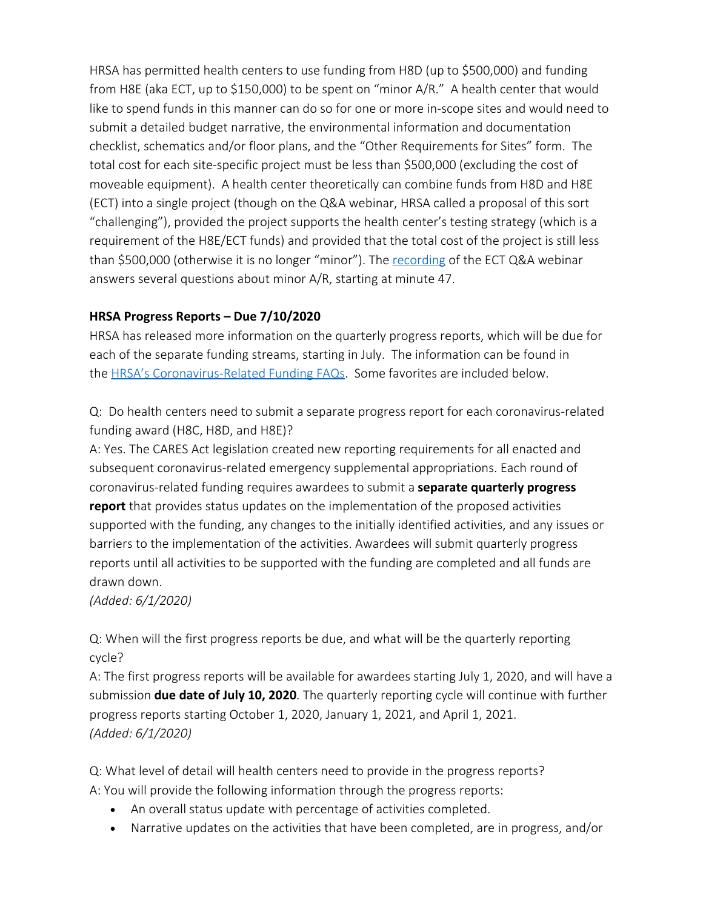HRSA has permitted health centers to use funding from H8D (up to $500,000) and funding from H8E (aka ECT, up to $150,000) to be spent on "minor A/R." A health center that would like to spend funds in this manner can do so for one or more in-scope sites and would need to submit a detailed budget narrative, the environmental information and documentation checklist, schematics and/or floor plans, and the "Other Requirements for Sites" form. The total cost for each site-specific project must be less than $500,000 (excluding the cost of moveable equipment). A health center theoretically can combine funds from H8D and H8E (ECT) into a single project (though on the Q&A webinar, HRSA called a proposal of this sort "challenging"), provided the project supports the health center's testing strategy (which is a requirement of the H8E/ECT funds) and provided that the total cost of the project is still less than $500,000 (otherwise it is no longer "minor"). The recording of the ECT Q&A webinar answers several questions about minor A/R, starting at minute 47.

**HRSA Progress Reports – Due 7/10/2020**

HRSA has released more information on the quarterly progress reports, which will be due for each of the separate funding streams, starting in July. The information can be found in the HRSA's Coronavirus-Related Funding FAQs. Some favorites are included below.

Q: Do health centers need to submit a separate progress report for each coronavirus-related funding award (H8C, H8D, and H8E)?

A: Yes. The CARES Act legislation created new reporting requirements for all enacted and subsequent coronavirus-related emergency supplemental appropriations. Each round of coronavirus-related funding requires awardees to submit a **separate quarterly progress report** that provides status updates on the implementation of the proposed activities supported with the funding, any changes to the initially identified activities, and any issues or barriers to the implementation of the activities. Awardees will submit quarterly progress reports until all activities to be supported with the funding are completed and all funds are drawn down.

*(Added: 6/1/2020)*

Q: When will the first progress reports be due, and what will be the quarterly reporting cycle?

A: The first progress reports will be available for awardees starting July 1, 2020, and will have a submission **due date of July 10, 2020**. The quarterly reporting cycle will continue with further progress reports starting October 1, 2020, January 1, 2021, and April 1, 2021.

*(Added: 6/1/2020)*

Q: What level of detail will health centers need to provide in the progress reports?

A: You will provide the following information through the progress reports:

- An overall status update with percentage of activities completed.
- Narrative updates on the activities that have been completed, are in progress, and/or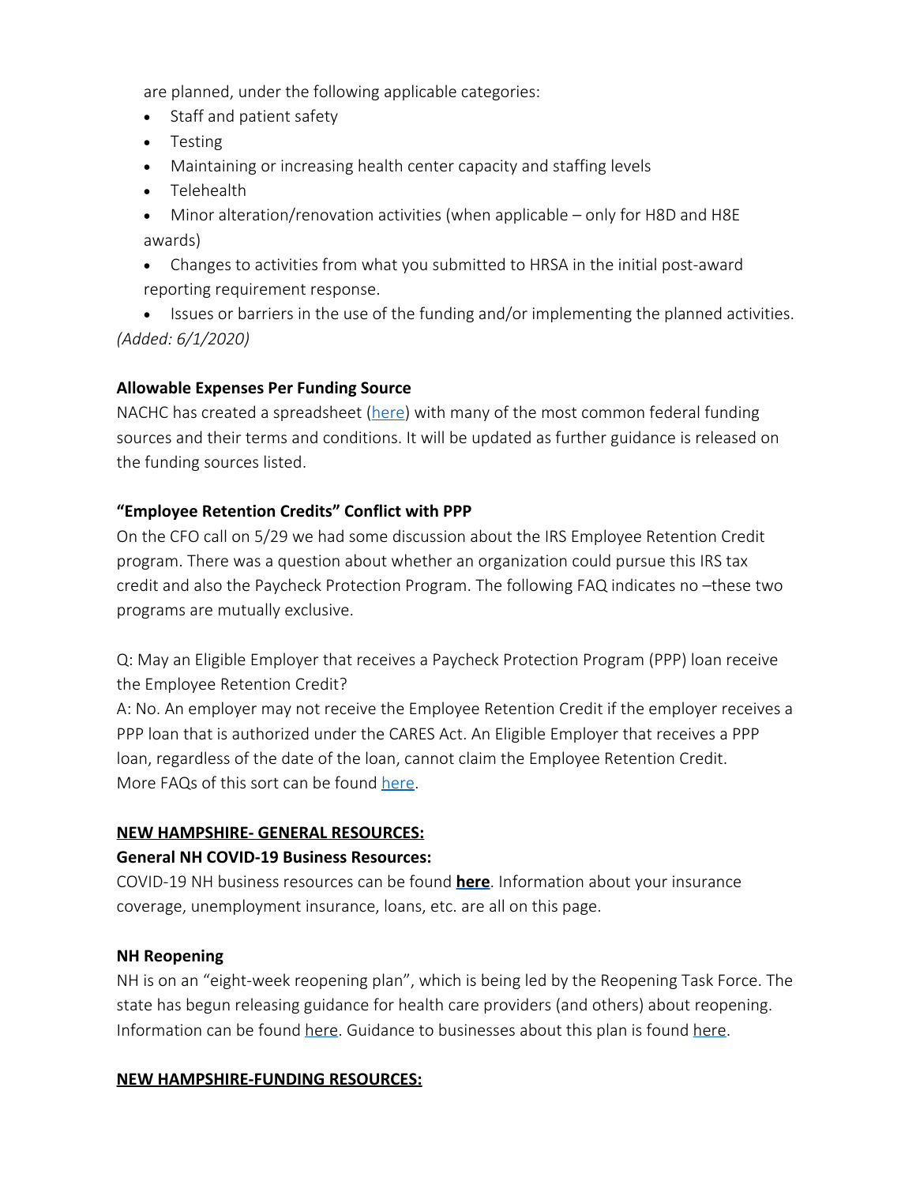are planned, under the following applicable categories:

- Staff and patient safety
- Testing
- Maintaining or increasing health center capacity and staffing levels
- Telehealth
- Minor alteration/renovation activities (when applicable – only for H8D and H8E awards)
- Changes to activities from what you submitted to HRSA in the initial post-award reporting requirement response.
- Issues or barriers in the use of the funding and/or implementing the planned activities.

*(Added: 6/1/2020)*

**Allowable Expenses Per Funding Source**

NACHC has created a spreadsheet (here) with many of the most common federal funding sources and their terms and conditions. It will be updated as further guidance is released on the funding sources listed.

**"Employee Retention Credits" Conflict with PPP**

On the CFO call on 5/29 we had some discussion about the IRS Employee Retention Credit program. There was a question about whether an organization could pursue this IRS tax credit and also the Paycheck Protection Program. The following FAQ indicates no –these two programs are mutually exclusive.

Q: May an Eligible Employer that receives a Paycheck Protection Program (PPP) loan receive the Employee Retention Credit?

A: No. An employer may not receive the Employee Retention Credit if the employer receives a PPP loan that is authorized under the CARES Act. An Eligible Employer that receives a PPP loan, regardless of the date of the loan, cannot claim the Employee Retention Credit. More FAQs of this sort can be found here.

**NEW HAMPSHIRE- GENERAL RESOURCES:**

**General NH COVID-19 Business Resources:**

COVID-19 NH business resources can be found **here**. Information about your insurance coverage, unemployment insurance, loans, etc. are all on this page.

**NH Reopening**

NH is on an "eight-week reopening plan", which is being led by the Reopening Task Force. The state has begun releasing guidance for health care providers (and others) about reopening. Information can be found here. Guidance to businesses about this plan is found here.

**NEW HAMPSHIRE-FUNDING RESOURCES:**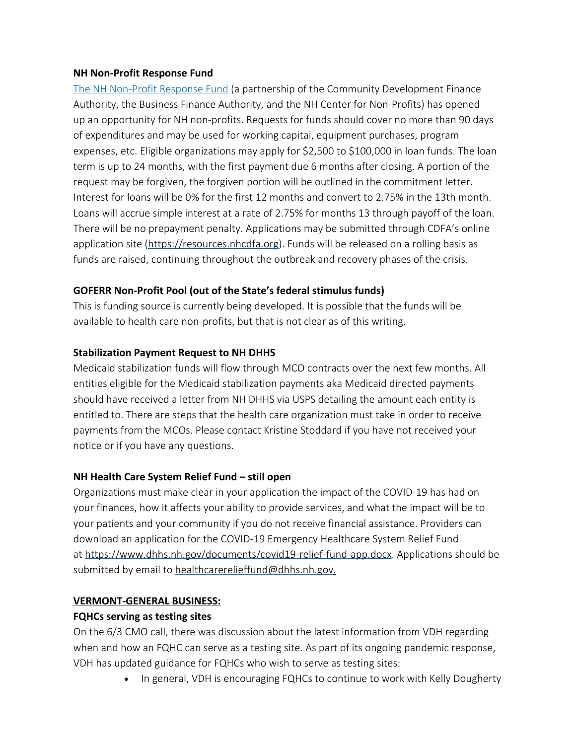**NH Non-Profit Response Fund**

[The NH Non-Profit Response Fund](#) (a partnership of the Community Development Finance Authority, the Business Finance Authority, and the NH Center for Non-Profits) has opened up an opportunity for NH non-profits. Requests for funds should cover no more than 90 days of expenditures and may be used for working capital, equipment purchases, program expenses, etc. Eligible organizations may apply for $2,500 to $100,000 in loan funds. The loan term is up to 24 months, with the first payment due 6 months after closing. A portion of the request may be forgiven, the forgiven portion will be outlined in the commitment letter. Interest for loans will be 0% for the first 12 months and convert to 2.75% in the 13th month. Loans will accrue simple interest at a rate of 2.75% for months 13 through payoff of the loan. There will be no prepayment penalty. Applications may be submitted through CDFA's online application site (https://resources.nhcdfa.org). Funds will be released on a rolling basis as funds are raised, continuing throughout the outbreak and recovery phases of the crisis.

**GOFERR Non-Profit Pool (out of the State's federal stimulus funds)**

This is funding source is currently being developed. It is possible that the funds will be available to health care non-profits, but that is not clear as of this writing.

**Stabilization Payment Request to NH DHHS**

Medicaid stabilization funds will flow through MCO contracts over the next few months. All entities eligible for the Medicaid stabilization payments aka Medicaid directed payments should have received a letter from NH DHHS via USPS detailing the amount each entity is entitled to. There are steps that the health care organization must take in order to receive payments from the MCOs. Please contact Kristine Stoddard if you have not received your notice or if you have any questions.

**NH Health Care System Relief Fund – still open**

Organizations must make clear in your application the impact of the COVID-19 has had on your finances, how it affects your ability to provide services, and what the impact will be to your patients and your community if you do not receive financial assistance. Providers can download an application for the COVID-19 Emergency Healthcare System Relief Fund at https://www.dhhs.nh.gov/documents/covid19-relief-fund-app.docx. Applications should be submitted by email to healthcarerelieffund@dhhs.nh.gov.

**VERMONT-GENERAL BUSINESS:**

**FQHCs serving as testing sites**

On the 6/3 CMO call, there was discussion about the latest information from VDH regarding when and how an FQHC can serve as a testing site. As part of its ongoing pandemic response, VDH has updated guidance for FQHCs who wish to serve as testing sites:

- In general, VDH is encouraging FQHCs to continue to work with Kelly Dougherty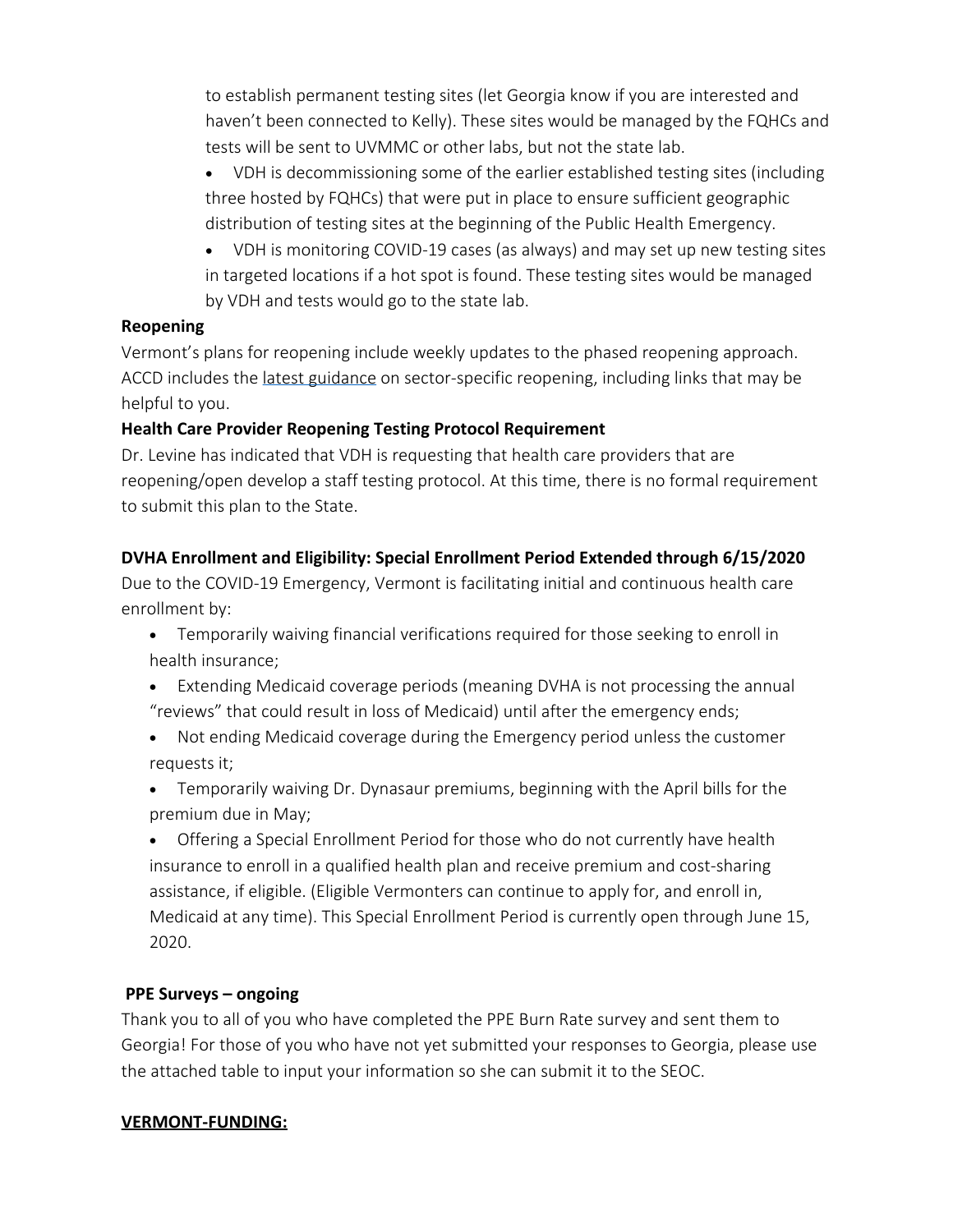to establish permanent testing sites (let Georgia know if you are interested and haven't been connected to Kelly). These sites would be managed by the FQHCs and tests will be sent to UVMMC or other labs, but not the state lab.

- VDH is decommissioning some of the earlier established testing sites (including three hosted by FQHCs) that were put in place to ensure sufficient geographic distribution of testing sites at the beginning of the Public Health Emergency.
- VDH is monitoring COVID-19 cases (as always) and may set up new testing sites in targeted locations if a hot spot is found. These testing sites would be managed by VDH and tests would go to the state lab.

**Reopening**

Vermont's plans for reopening include weekly updates to the phased reopening approach. ACCD includes the latest guidance on sector-specific reopening, including links that may be helpful to you.

**Health Care Provider Reopening Testing Protocol Requirement**

Dr. Levine has indicated that VDH is requesting that health care providers that are reopening/open develop a staff testing protocol. At this time, there is no formal requirement to submit this plan to the State.

**DVHA Enrollment and Eligibility: Special Enrollment Period Extended through 6/15/2020**

Due to the COVID-19 Emergency, Vermont is facilitating initial and continuous health care enrollment by:

- Temporarily waiving financial verifications required for those seeking to enroll in health insurance;
- Extending Medicaid coverage periods (meaning DVHA is not processing the annual "reviews" that could result in loss of Medicaid) until after the emergency ends;
- Not ending Medicaid coverage during the Emergency period unless the customer requests it;
- Temporarily waiving Dr. Dynasaur premiums, beginning with the April bills for the premium due in May;
- Offering a Special Enrollment Period for those who do not currently have health insurance to enroll in a qualified health plan and receive premium and cost-sharing assistance, if eligible. (Eligible Vermonters can continue to apply for, and enroll in, Medicaid at any time). This Special Enrollment Period is currently open through June 15, 2020.

**PPE Surveys – ongoing**

Thank you to all of you who have completed the PPE Burn Rate survey and sent them to Georgia! For those of you who have not yet submitted your responses to Georgia, please use the attached table to input your information so she can submit it to the SEOC.

**VERMONT-FUNDING:**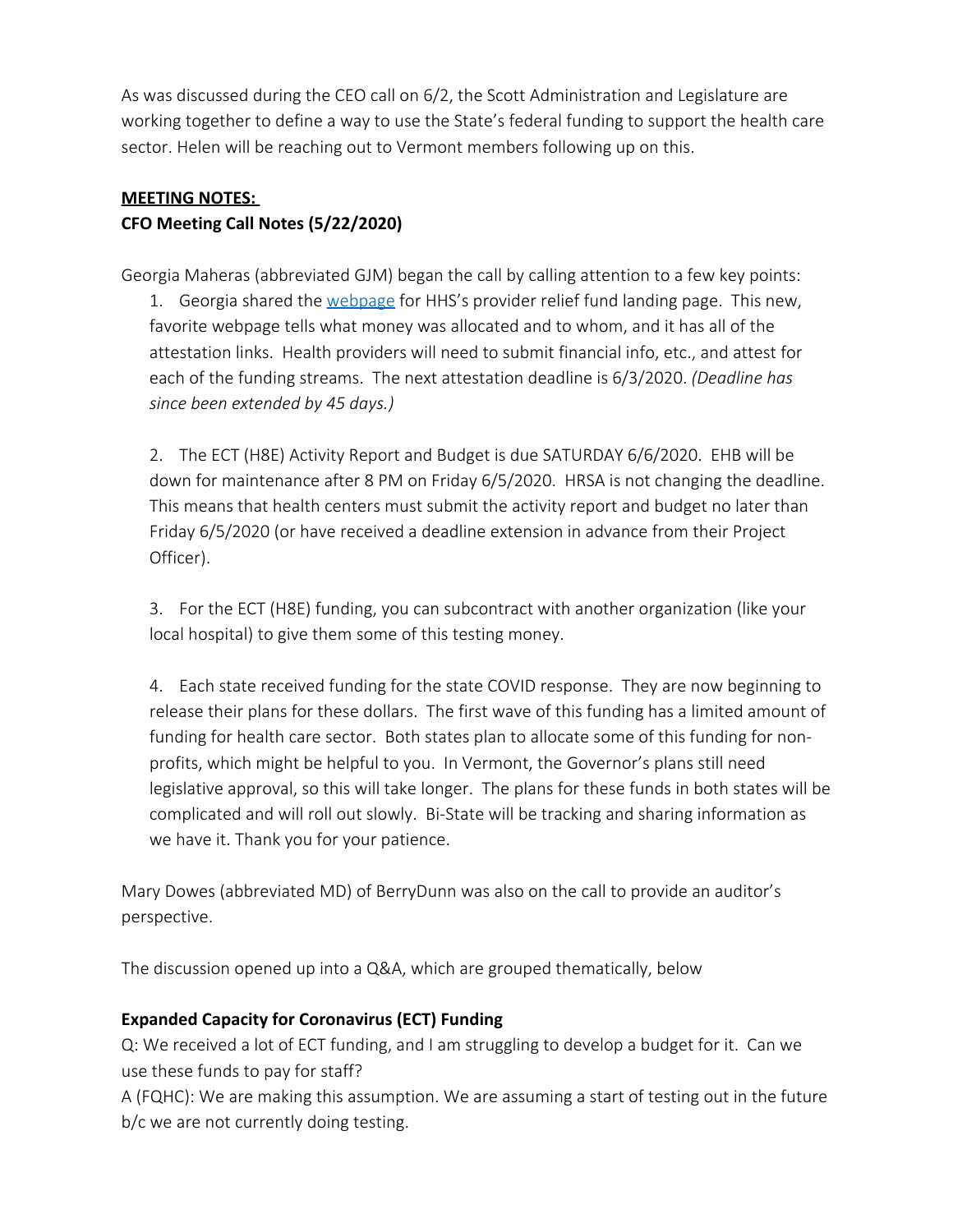As was discussed during the CEO call on 6/2, the Scott Administration and Legislature are working together to define a way to use the State's federal funding to support the health care sector. Helen will be reaching out to Vermont members following up on this.

**MEETING NOTES:**

**CFO Meeting Call Notes (5/22/2020)**

Georgia Maheras (abbreviated GJM) began the call by calling attention to a few key points:

1. Georgia shared the webpage for HHS's provider relief fund landing page. This new, favorite webpage tells what money was allocated and to whom, and it has all of the attestation links. Health providers will need to submit financial info, etc., and attest for each of the funding streams. The next attestation deadline is 6/3/2020. *(Deadline has since been extended by 45 days.)*

2. The ECT (H8E) Activity Report and Budget is due SATURDAY 6/6/2020. EHB will be down for maintenance after 8 PM on Friday 6/5/2020. HRSA is not changing the deadline. This means that health centers must submit the activity report and budget no later than Friday 6/5/2020 (or have received a deadline extension in advance from their Project Officer).

3. For the ECT (H8E) funding, you can subcontract with another organization (like your local hospital) to give them some of this testing money.

4. Each state received funding for the state COVID response. They are now beginning to release their plans for these dollars. The first wave of this funding has a limited amount of funding for health care sector. Both states plan to allocate some of this funding for non-profits, which might be helpful to you. In Vermont, the Governor's plans still need legislative approval, so this will take longer. The plans for these funds in both states will be complicated and will roll out slowly. Bi-State will be tracking and sharing information as we have it. Thank you for your patience.

Mary Dowes (abbreviated MD) of BerryDunn was also on the call to provide an auditor's perspective.

The discussion opened up into a Q&A, which are grouped thematically, below

**Expanded Capacity for Coronavirus (ECT) Funding**

Q: We received a lot of ECT funding, and I am struggling to develop a budget for it. Can we use these funds to pay for staff?

A (FQHC): We are making this assumption. We are assuming a start of testing out in the future b/c we are not currently doing testing.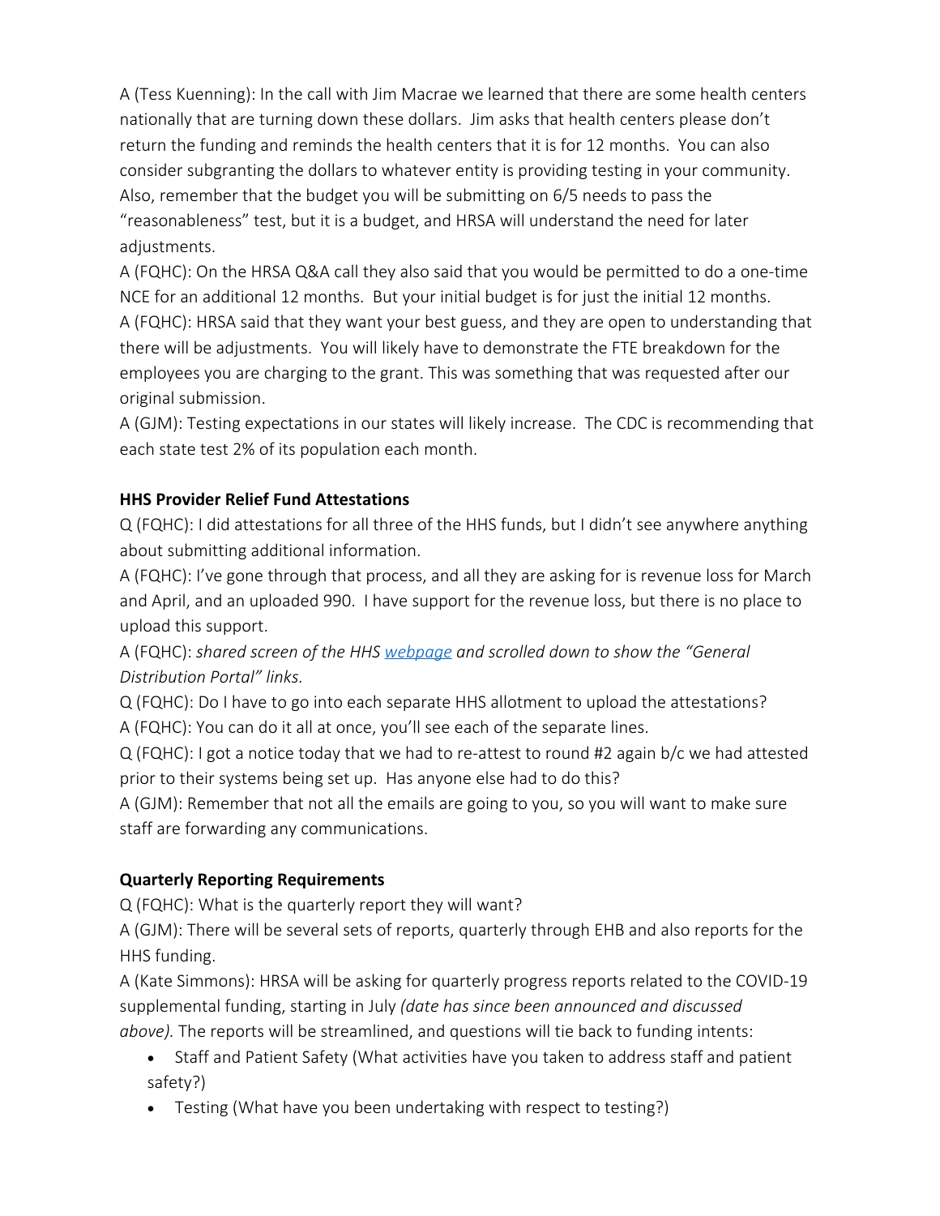A (Tess Kuenning): In the call with Jim Macrae we learned that there are some health centers nationally that are turning down these dollars. Jim asks that health centers please don't return the funding and reminds the health centers that it is for 12 months. You can also consider subgranting the dollars to whatever entity is providing testing in your community. Also, remember that the budget you will be submitting on 6/5 needs to pass the "reasonableness" test, but it is a budget, and HRSA will understand the need for later adjustments.

A (FQHC): On the HRSA Q&A call they also said that you would be permitted to do a one-time NCE for an additional 12 months. But your initial budget is for just the initial 12 months.

A (FQHC): HRSA said that they want your best guess, and they are open to understanding that there will be adjustments. You will likely have to demonstrate the FTE breakdown for the employees you are charging to the grant. This was something that was requested after our original submission.

A (GJM): Testing expectations in our states will likely increase. The CDC is recommending that each state test 2% of its population each month.

**HHS Provider Relief Fund Attestations**

Q (FQHC): I did attestations for all three of the HHS funds, but I didn't see anywhere anything about submitting additional information.

A (FQHC): I've gone through that process, and all they are asking for is revenue loss for March and April, and an uploaded 990. I have support for the revenue loss, but there is no place to upload this support.

A (FQHC): *shared screen of the HHS webpage and scrolled down to show the "General Distribution Portal" links.*

Q (FQHC): Do I have to go into each separate HHS allotment to upload the attestations?

A (FQHC): You can do it all at once, you'll see each of the separate lines.

Q (FQHC): I got a notice today that we had to re-attest to round #2 again b/c we had attested prior to their systems being set up. Has anyone else had to do this?

A (GJM): Remember that not all the emails are going to you, so you will want to make sure staff are forwarding any communications.

**Quarterly Reporting Requirements**

Q (FQHC): What is the quarterly report they will want?

A (GJM): There will be several sets of reports, quarterly through EHB and also reports for the HHS funding.

A (Kate Simmons): HRSA will be asking for quarterly progress reports related to the COVID-19 supplemental funding, starting in July *(date has since been announced and discussed above).* The reports will be streamlined, and questions will tie back to funding intents:

- Staff and Patient Safety (What activities have you taken to address staff and patient safety?)
- Testing (What have you been undertaking with respect to testing?)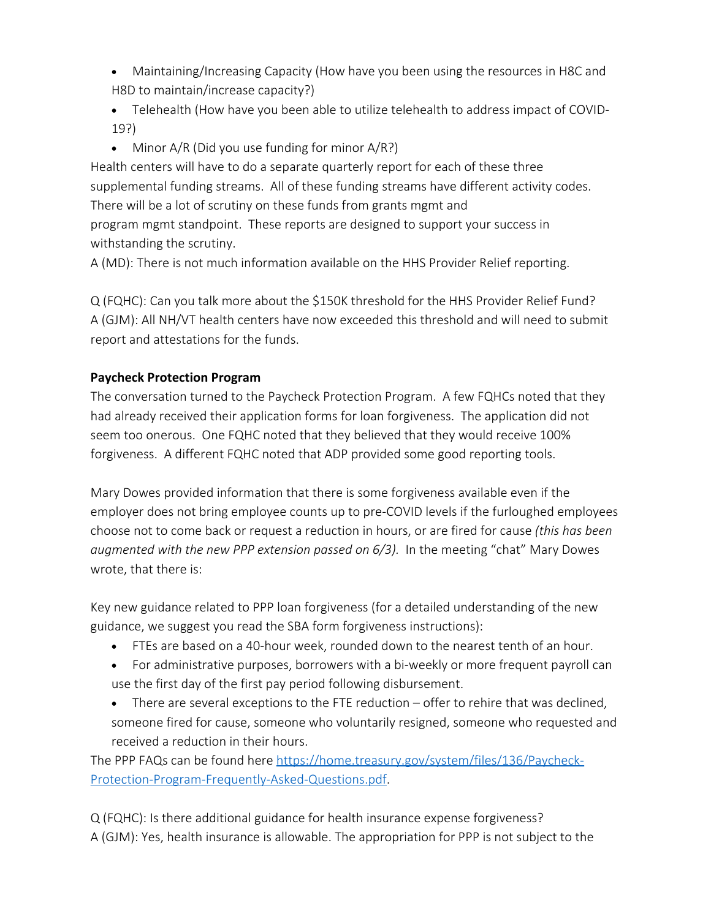- Maintaining/Increasing Capacity (How have you been using the resources in H8C and H8D to maintain/increase capacity?)
- Telehealth (How have you been able to utilize telehealth to address impact of COVID-19?)
- Minor A/R (Did you use funding for minor A/R?)

Health centers will have to do a separate quarterly report for each of these three supplemental funding streams. All of these funding streams have different activity codes. There will be a lot of scrutiny on these funds from grants mgmt and program mgmt standpoint. These reports are designed to support your success in withstanding the scrutiny.
A (MD): There is not much information available on the HHS Provider Relief reporting.

Q (FQHC): Can you talk more about the $150K threshold for the HHS Provider Relief Fund?
A (GJM): All NH/VT health centers have now exceeded this threshold and will need to submit report and attestations for the funds.

**Paycheck Protection Program**

The conversation turned to the Paycheck Protection Program. A few FQHCs noted that they had already received their application forms for loan forgiveness. The application did not seem too onerous. One FQHC noted that they believed that they would receive 100% forgiveness. A different FQHC noted that ADP provided some good reporting tools.

Mary Dowes provided information that there is some forgiveness available even if the employer does not bring employee counts up to pre-COVID levels if the furloughed employees choose not to come back or request a reduction in hours, or are fired for cause *(this has been augmented with the new PPP extension passed on 6/3).* In the meeting "chat" Mary Dowes wrote, that there is:

Key new guidance related to PPP loan forgiveness (for a detailed understanding of the new guidance, we suggest you read the SBA form forgiveness instructions):

- FTEs are based on a 40-hour week, rounded down to the nearest tenth of an hour.
- For administrative purposes, borrowers with a bi-weekly or more frequent payroll can use the first day of the first pay period following disbursement.
- There are several exceptions to the FTE reduction – offer to rehire that was declined, someone fired for cause, someone who voluntarily resigned, someone who requested and received a reduction in their hours.

The PPP FAQs can be found here [https://home.treasury.gov/system/files/136/Paycheck-Protection-Program-Frequently-Asked-Questions.pdf](https://home.treasury.gov/system/files/136/Paycheck-Protection-Program-Frequently-Asked-Questions.pdf).

Q (FQHC): Is there additional guidance for health insurance expense forgiveness?
A (GJM): Yes, health insurance is allowable. The appropriation for PPP is not subject to the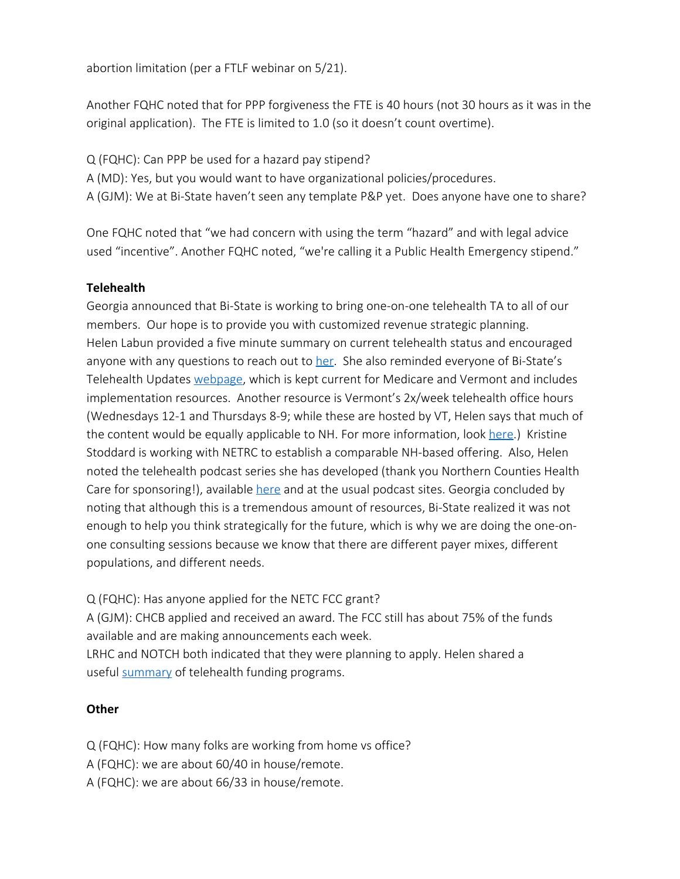abortion limitation (per a FTLF webinar on 5/21).

Another FQHC noted that for PPP forgiveness the FTE is 40 hours (not 30 hours as it was in the original application). The FTE is limited to 1.0 (so it doesn't count overtime).

Q (FQHC): Can PPP be used for a hazard pay stipend?
A (MD): Yes, but you would want to have organizational policies/procedures.
A (GJM): We at Bi-State haven't seen any template P&P yet. Does anyone have one to share?

One FQHC noted that "we had concern with using the term "hazard" and with legal advice used "incentive". Another FQHC noted, "we're calling it a Public Health Emergency stipend."

**Telehealth**

Georgia announced that Bi-State is working to bring one-on-one telehealth TA to all of our members. Our hope is to provide you with customized revenue strategic planning. Helen Labun provided a five minute summary on current telehealth status and encouraged anyone with any questions to reach out to her. She also reminded everyone of Bi-State's Telehealth Updates webpage, which is kept current for Medicare and Vermont and includes implementation resources. Another resource is Vermont's 2x/week telehealth office hours (Wednesdays 12-1 and Thursdays 8-9; while these are hosted by VT, Helen says that much of the content would be equally applicable to NH. For more information, look here.) Kristine Stoddard is working with NETRC to establish a comparable NH-based offering. Also, Helen noted the telehealth podcast series she has developed (thank you Northern Counties Health Care for sponsoring!), available here and at the usual podcast sites. Georgia concluded by noting that although this is a tremendous amount of resources, Bi-State realized it was not enough to help you think strategically for the future, which is why we are doing the one-on-one consulting sessions because we know that there are different payer mixes, different populations, and different needs.

Q (FQHC): Has anyone applied for the NETC FCC grant?
A (GJM): CHCB applied and received an award. The FCC still has about 75% of the funds available and are making announcements each week.
LRHC and NOTCH both indicated that they were planning to apply. Helen shared a useful summary of telehealth funding programs.

**Other**

Q (FQHC): How many folks are working from home vs office?
A (FQHC): we are about 60/40 in house/remote.
A (FQHC): we are about 66/33 in house/remote.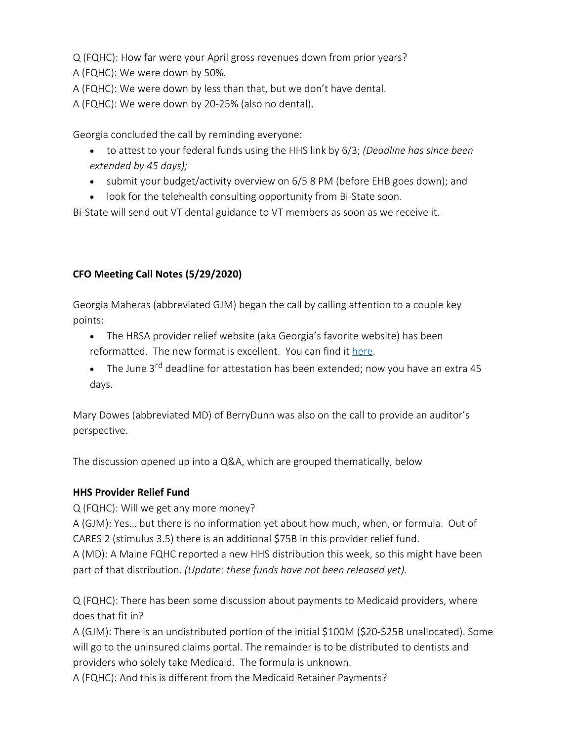Q (FQHC): How far were your April gross revenues down from prior years?
A (FQHC): We were down by 50%.
A (FQHC): We were down by less than that, but we don't have dental.
A (FQHC): We were down by 20-25% (also no dental).

Georgia concluded the call by reminding everyone:

- to attest to your federal funds using the HHS link by 6/3; *(Deadline has since been extended by 45 days);*
- submit your budget/activity overview on 6/5 8 PM (before EHB goes down); and
- look for the telehealth consulting opportunity from Bi-State soon.

Bi-State will send out VT dental guidance to VT members as soon as we receive it.

**CFO Meeting Call Notes (5/29/2020)**

Georgia Maheras (abbreviated GJM) began the call by calling attention to a couple key points:

- The HRSA provider relief website (aka Georgia's favorite website) has been reformatted. The new format is excellent. You can find it [here](here).
- The June 3rd deadline for attestation has been extended; now you have an extra 45 days.

Mary Dowes (abbreviated MD) of BerryDunn was also on the call to provide an auditor's perspective.

The discussion opened up into a Q&A, which are grouped thematically, below

**HHS Provider Relief Fund**

Q (FQHC): Will we get any more money?
A (GJM): Yes… but there is no information yet about how much, when, or formula. Out of CARES 2 (stimulus 3.5) there is an additional $75B in this provider relief fund.
A (MD): A Maine FQHC reported a new HHS distribution this week, so this might have been part of that distribution. *(Update: these funds have not been released yet).*

Q (FQHC): There has been some discussion about payments to Medicaid providers, where does that fit in?
A (GJM): There is an undistributed portion of the initial $100M ($20-$25B unallocated). Some will go to the uninsured claims portal. The remainder is to be distributed to dentists and providers who solely take Medicaid. The formula is unknown.
A (FQHC): And this is different from the Medicaid Retainer Payments?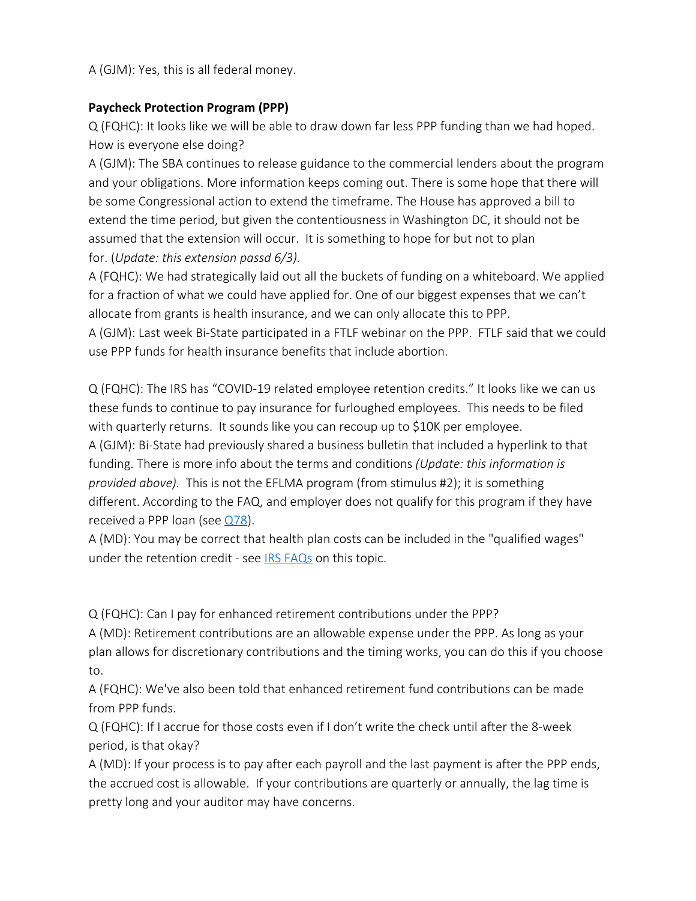A (GJM): Yes, this is all federal money.

**Paycheck Protection Program (PPP)**

Q (FQHC): It looks like we will be able to draw down far less PPP funding than we had hoped. How is everyone else doing?

A (GJM): The SBA continues to release guidance to the commercial lenders about the program and your obligations. More information keeps coming out. There is some hope that there will be some Congressional action to extend the timeframe. The House has approved a bill to extend the time period, but given the contentiousness in Washington DC, it should not be assumed that the extension will occur. It is something to hope for but not to plan for. (*Update: this extension passd 6/3).*

A (FQHC): We had strategically laid out all the buckets of funding on a whiteboard. We applied for a fraction of what we could have applied for. One of our biggest expenses that we can't allocate from grants is health insurance, and we can only allocate this to PPP.

A (GJM): Last week Bi-State participated in a FTLF webinar on the PPP. FTLF said that we could use PPP funds for health insurance benefits that include abortion.

Q (FQHC): The IRS has "COVID-19 related employee retention credits." It looks like we can us these funds to continue to pay insurance for furloughed employees. This needs to be filed with quarterly returns. It sounds like you can recoup up to $10K per employee.

A (GJM): Bi-State had previously shared a business bulletin that included a hyperlink to that funding. There is more info about the terms and conditions *(Update: this information is provided above).* This is not the EFLMA program (from stimulus #2); it is something different. According to the FAQ, and employer does not qualify for this program if they have received a PPP loan (see Q78).

A (MD): You may be correct that health plan costs can be included in the "qualified wages" under the retention credit - see IRS FAQs on this topic.

Q (FQHC): Can I pay for enhanced retirement contributions under the PPP?

A (MD): Retirement contributions are an allowable expense under the PPP. As long as your plan allows for discretionary contributions and the timing works, you can do this if you choose to.

A (FQHC): We've also been told that enhanced retirement fund contributions can be made from PPP funds.

Q (FQHC): If I accrue for those costs even if I don't write the check until after the 8-week period, is that okay?

A (MD): If your process is to pay after each payroll and the last payment is after the PPP ends, the accrued cost is allowable. If your contributions are quarterly or annually, the lag time is pretty long and your auditor may have concerns.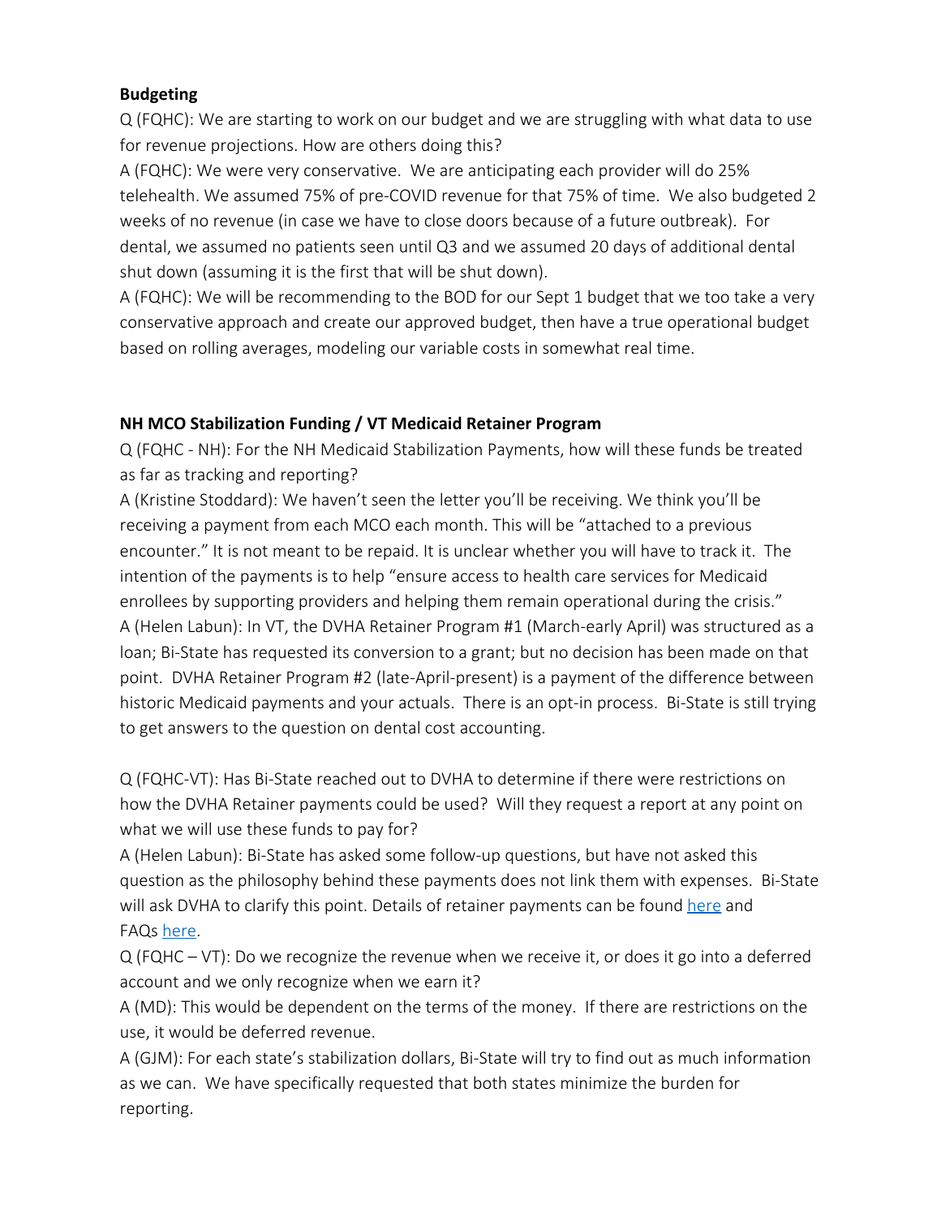**Budgeting**

Q (FQHC): We are starting to work on our budget and we are struggling with what data to use for revenue projections. How are others doing this?

A (FQHC): We were very conservative. We are anticipating each provider will do 25% telehealth. We assumed 75% of pre-COVID revenue for that 75% of time. We also budgeted 2 weeks of no revenue (in case we have to close doors because of a future outbreak). For dental, we assumed no patients seen until Q3 and we assumed 20 days of additional dental shut down (assuming it is the first that will be shut down).

A (FQHC): We will be recommending to the BOD for our Sept 1 budget that we too take a very conservative approach and create our approved budget, then have a true operational budget based on rolling averages, modeling our variable costs in somewhat real time.

**NH MCO Stabilization Funding / VT Medicaid Retainer Program**

Q (FQHC - NH): For the NH Medicaid Stabilization Payments, how will these funds be treated as far as tracking and reporting?

A (Kristine Stoddard): We haven't seen the letter you'll be receiving. We think you'll be receiving a payment from each MCO each month. This will be "attached to a previous encounter." It is not meant to be repaid. It is unclear whether you will have to track it. The intention of the payments is to help "ensure access to health care services for Medicaid enrollees by supporting providers and helping them remain operational during the crisis."

A (Helen Labun): In VT, the DVHA Retainer Program #1 (March-early April) was structured as a loan; Bi-State has requested its conversion to a grant; but no decision has been made on that point. DVHA Retainer Program #2 (late-April-present) is a payment of the difference between historic Medicaid payments and your actuals. There is an opt-in process. Bi-State is still trying to get answers to the question on dental cost accounting.

Q (FQHC-VT): Has Bi-State reached out to DVHA to determine if there were restrictions on how the DVHA Retainer payments could be used? Will they request a report at any point on what we will use these funds to pay for?

A (Helen Labun): Bi-State has asked some follow-up questions, but have not asked this question as the philosophy behind these payments does not link them with expenses. Bi-State will ask DVHA to clarify this point. Details of retainer payments can be found here and FAQs here.

Q (FQHC – VT): Do we recognize the revenue when we receive it, or does it go into a deferred account and we only recognize when we earn it?

A (MD): This would be dependent on the terms of the money. If there are restrictions on the use, it would be deferred revenue.

A (GJM): For each state's stabilization dollars, Bi-State will try to find out as much information as we can. We have specifically requested that both states minimize the burden for reporting.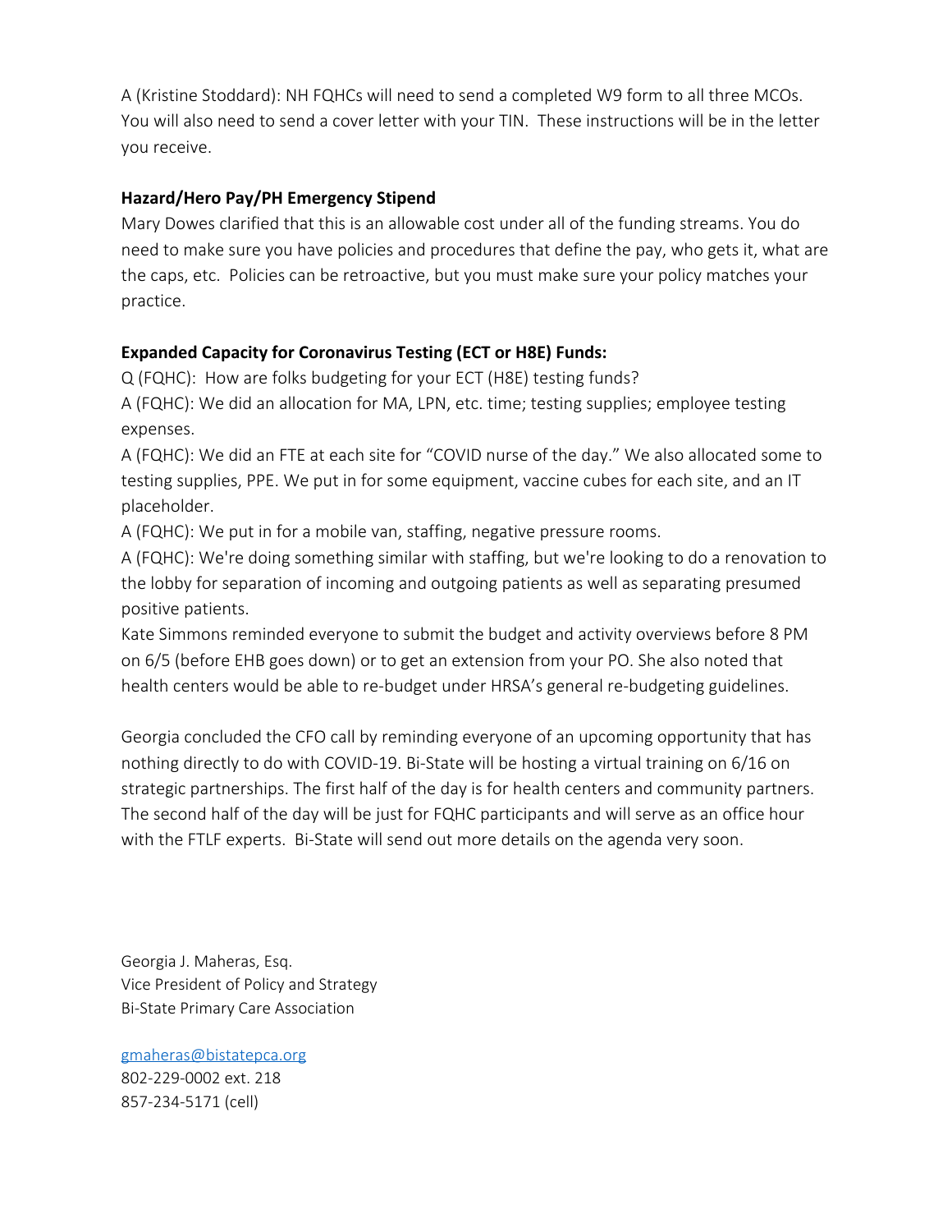A (Kristine Stoddard): NH FQHCs will need to send a completed W9 form to all three MCOs. You will also need to send a cover letter with your TIN. These instructions will be in the letter you receive.

**Hazard/Hero Pay/PH Emergency Stipend**

Mary Dowes clarified that this is an allowable cost under all of the funding streams. You do need to make sure you have policies and procedures that define the pay, who gets it, what are the caps, etc. Policies can be retroactive, but you must make sure your policy matches your practice.

**Expanded Capacity for Coronavirus Testing (ECT or H8E) Funds:**

Q (FQHC): How are folks budgeting for your ECT (H8E) testing funds?

A (FQHC): We did an allocation for MA, LPN, etc. time; testing supplies; employee testing expenses.

A (FQHC): We did an FTE at each site for "COVID nurse of the day." We also allocated some to testing supplies, PPE. We put in for some equipment, vaccine cubes for each site, and an IT placeholder.

A (FQHC): We put in for a mobile van, staffing, negative pressure rooms.

A (FQHC): We're doing something similar with staffing, but we're looking to do a renovation to the lobby for separation of incoming and outgoing patients as well as separating presumed positive patients.

Kate Simmons reminded everyone to submit the budget and activity overviews before 8 PM on 6/5 (before EHB goes down) or to get an extension from your PO. She also noted that health centers would be able to re-budget under HRSA's general re-budgeting guidelines.

Georgia concluded the CFO call by reminding everyone of an upcoming opportunity that has nothing directly to do with COVID-19. Bi-State will be hosting a virtual training on 6/16 on strategic partnerships. The first half of the day is for health centers and community partners. The second half of the day will be just for FQHC participants and will serve as an office hour with the FTLF experts. Bi-State will send out more details on the agenda very soon.

Georgia J. Maheras, Esq.
Vice President of Policy and Strategy
Bi-State Primary Care Association

gmaheras@bistatepca.org
802-229-0002 ext. 218
857-234-5171 (cell)